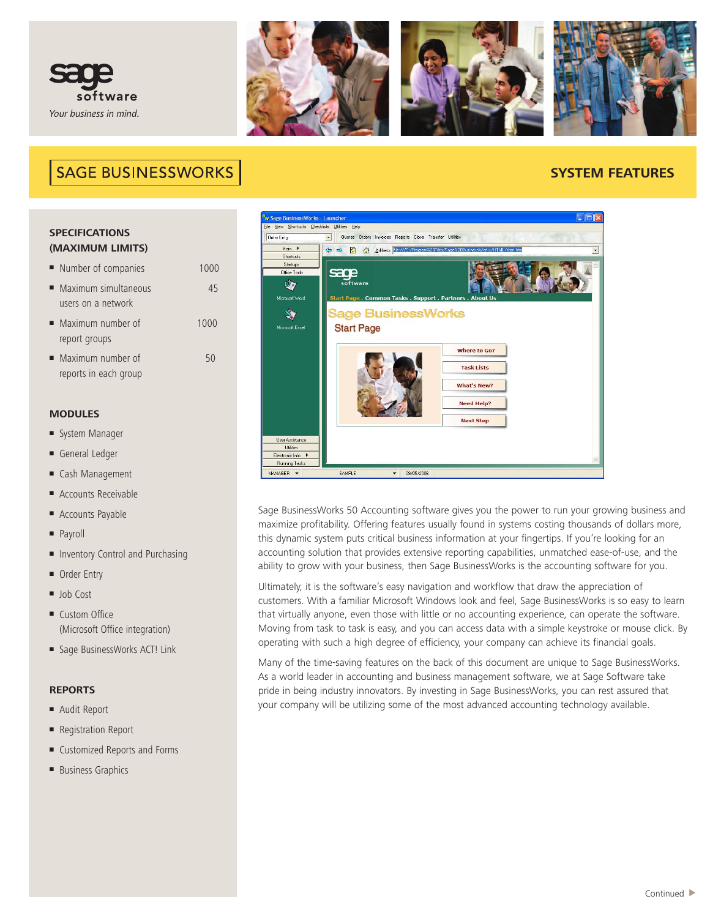sage software

*Your business in mind.*

# SAGE BUSINESSWORKS

## SYSTEM FEATURES

### SPECIFICATIONS (MAXIMUM LIMITS)

| Specification | Limit |
|---|---|
| Number of companies | 1000 |
| Maximum simultaneous users on a network | 45 |
| Maximum number of report groups | 1000 |
| Maximum number of reports in each group | 50 |

### MODULES

- System Manager
- General Ledger
- Cash Management
- Accounts Receivable
- Accounts Payable
- Payroll
- Inventory Control and Purchasing
- Order Entry
- Job Cost
- Custom Office (Microsoft Office integration)
- Sage BusinessWorks ACT! Link

### REPORTS

- Audit Report
- Registration Report
- Customized Reports and Forms
- Business Graphics

Sage BusinessWorks 50 Accounting software gives you the power to run your growing business and maximize profitability. Offering features usually found in systems costing thousands of dollars more, this dynamic system puts critical business information at your fingertips. If you're looking for an accounting solution that provides extensive reporting capabilities, unmatched ease-of-use, and the ability to grow with your business, then Sage BusinessWorks is the accounting software for you.

Ultimately, it is the software's easy navigation and workflow that draw the appreciation of customers. With a familiar Microsoft Windows look and feel, Sage BusinessWorks is so easy to learn that virtually anyone, even those with little or no accounting experience, can operate the software. Moving from task to task is easy, and you can access data with a simple keystroke or mouse click. By operating with such a high degree of efficiency, your company can achieve its financial goals.

Many of the time-saving features on the back of this document are unique to Sage BusinessWorks. As a world leader in accounting and business management software, we at Sage Software take pride in being industry innovators. By investing in Sage BusinessWorks, you can rest assured that your company will be utilizing some of the most advanced accounting technology available.

Continued ▶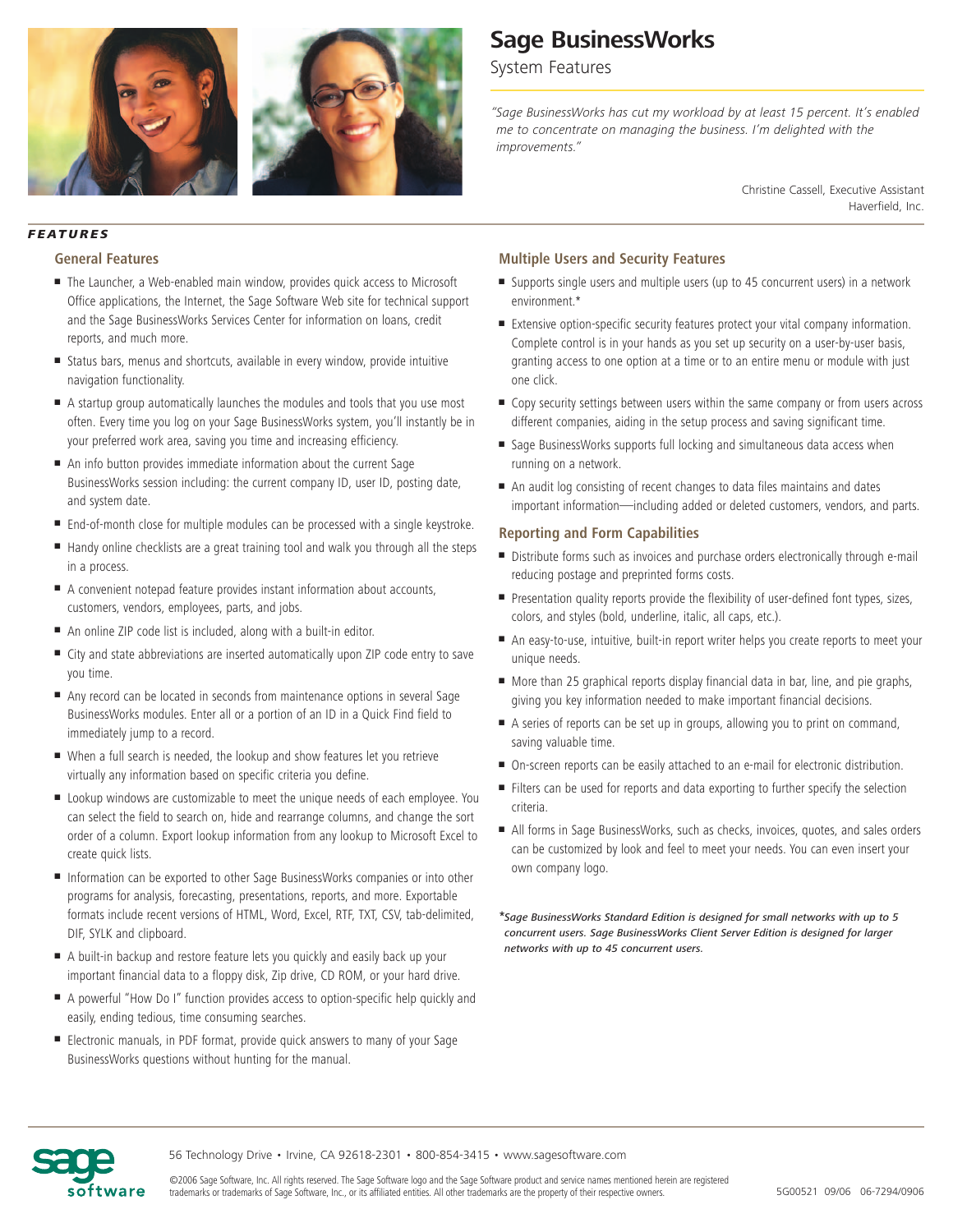# Sage BusinessWorks

System Features

*"Sage BusinessWorks has cut my workload by at least 15 percent. It's enabled me to concentrate on managing the business. I'm delighted with the improvements."*

Christine Cassell, Executive Assistant
Haverfield, Inc.

***FEATURES***

## General Features

- The Launcher, a Web-enabled main window, provides quick access to Microsoft Office applications, the Internet, the Sage Software Web site for technical support and the Sage BusinessWorks Services Center for information on loans, credit reports, and much more.
- Status bars, menus and shortcuts, available in every window, provide intuitive navigation functionality.
- A startup group automatically launches the modules and tools that you use most often. Every time you log on your Sage BusinessWorks system, you'll instantly be in your preferred work area, saving you time and increasing efficiency.
- An info button provides immediate information about the current Sage BusinessWorks session including: the current company ID, user ID, posting date, and system date.
- End-of-month close for multiple modules can be processed with a single keystroke.
- Handy online checklists are a great training tool and walk you through all the steps in a process.
- A convenient notepad feature provides instant information about accounts, customers, vendors, employees, parts, and jobs.
- An online ZIP code list is included, along with a built-in editor.
- City and state abbreviations are inserted automatically upon ZIP code entry to save you time.
- Any record can be located in seconds from maintenance options in several Sage BusinessWorks modules. Enter all or a portion of an ID in a Quick Find field to immediately jump to a record.
- When a full search is needed, the lookup and show features let you retrieve virtually any information based on specific criteria you define.
- Lookup windows are customizable to meet the unique needs of each employee. You can select the field to search on, hide and rearrange columns, and change the sort order of a column. Export lookup information from any lookup to Microsoft Excel to create quick lists.
- Information can be exported to other Sage BusinessWorks companies or into other programs for analysis, forecasting, presentations, reports, and more. Exportable formats include recent versions of HTML, Word, Excel, RTF, TXT, CSV, tab-delimited, DIF, SYLK and clipboard.
- A built-in backup and restore feature lets you quickly and easily back up your important financial data to a floppy disk, Zip drive, CD ROM, or your hard drive.
- A powerful "How Do I" function provides access to option-specific help quickly and easily, ending tedious, time consuming searches.
- Electronic manuals, in PDF format, provide quick answers to many of your Sage BusinessWorks questions without hunting for the manual.

## Multiple Users and Security Features

- Supports single users and multiple users (up to 45 concurrent users) in a network environment.*
- Extensive option-specific security features protect your vital company information. Complete control is in your hands as you set up security on a user-by-user basis, granting access to one option at a time or to an entire menu or module with just one click.
- Copy security settings between users within the same company or from users across different companies, aiding in the setup process and saving significant time.
- Sage BusinessWorks supports full locking and simultaneous data access when running on a network.
- An audit log consisting of recent changes to data files maintains and dates important information—including added or deleted customers, vendors, and parts.

## Reporting and Form Capabilities

- Distribute forms such as invoices and purchase orders electronically through e-mail reducing postage and preprinted forms costs.
- Presentation quality reports provide the flexibility of user-defined font types, sizes, colors, and styles (bold, underline, italic, all caps, etc.).
- An easy-to-use, intuitive, built-in report writer helps you create reports to meet your unique needs.
- More than 25 graphical reports display financial data in bar, line, and pie graphs, giving you key information needed to make important financial decisions.
- A series of reports can be set up in groups, allowing you to print on command, saving valuable time.
- On-screen reports can be easily attached to an e-mail for electronic distribution.
- Filters can be used for reports and data exporting to further specify the selection criteria.
- All forms in Sage BusinessWorks, such as checks, invoices, quotes, and sales orders can be customized by look and feel to meet your needs. You can even insert your own company logo.

**Sage BusinessWorks Standard Edition is designed for small networks with up to 5 concurrent users. Sage BusinessWorks Client Server Edition is designed for larger networks with up to 45 concurrent users.*

56 Technology Drive • Irvine, CA 92618-2301 • 800-854-3415 • www.sagesoftware.com

©2006 Sage Software, Inc. All rights reserved. The Sage Software logo and the Sage Software product and service names mentioned herein are registered trademarks or trademarks of Sage Software, Inc., or its affiliated entities. All other trademarks are the property of their respective owners.

5G00521 09/06 06-7294/0906